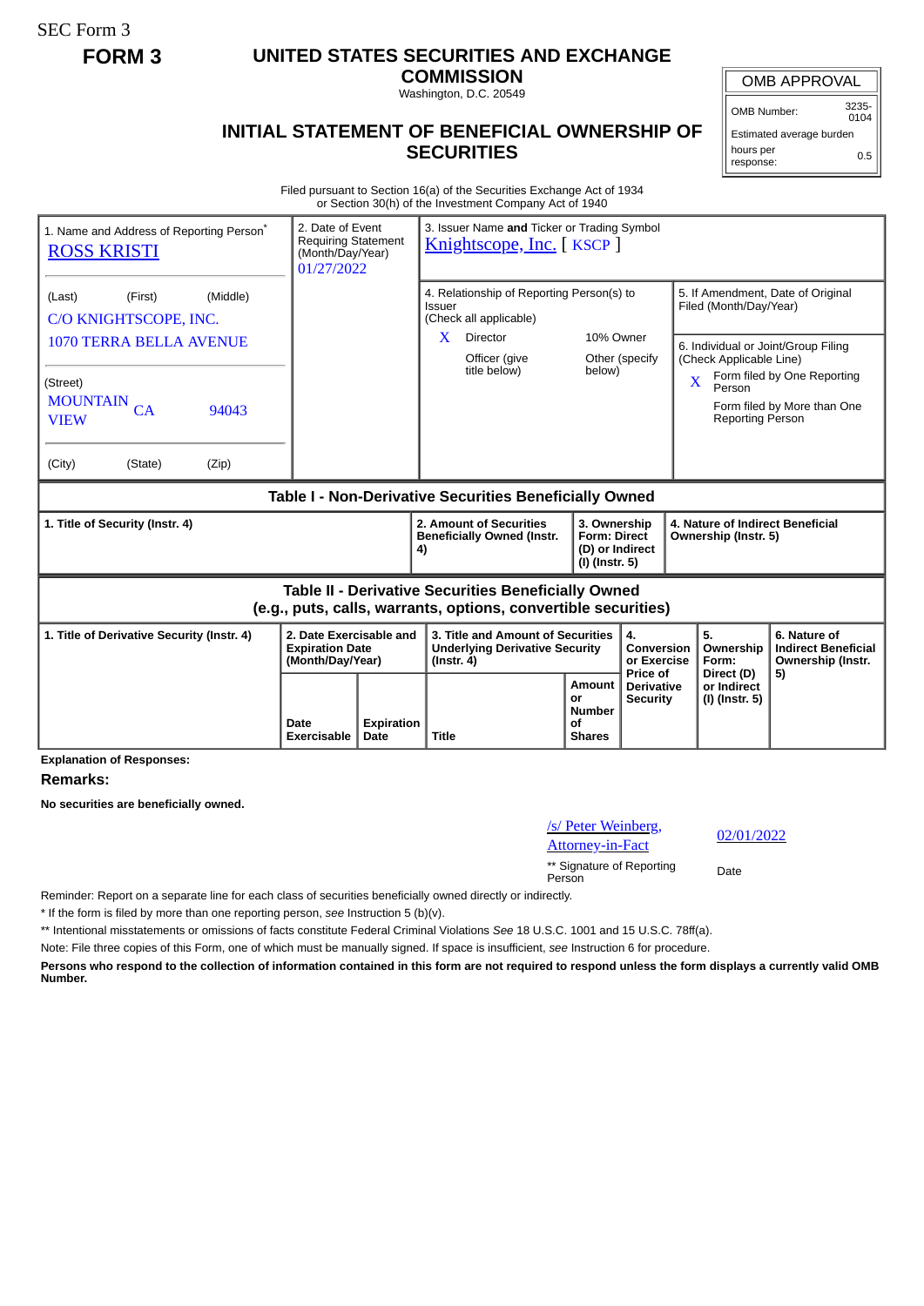SEC Form 3

**FORM 3**

# UNITED STATES SECURITIES AND EXCHANGE COMMISSION

Washington, D.C. 20549

## INITIAL STATEMENT OF BENEFICIAL OWNERSHIP OF SECURITIES

| OMB APPROVAL | |
|---|---|
| OMB Number: | 3235-0104 |
| Estimated average burden | |
| hours per response: | 0.5 |

Filed pursuant to Section 16(a) of the Securities Exchange Act of 1934
or Section 30(h) of the Investment Company Act of 1940

1. Name and Address of Reporting Person*
ROSS KRISTI

(Last) (First) (Middle)
C/O KNIGHTSCOPE, INC.
1070 TERRA BELLA AVENUE

(Street)
MOUNTAIN VIEW CA 94043

(City) (State) (Zip)

2. Date of Event Requiring Statement (Month/Day/Year)
01/27/2022

3. Issuer Name **and** Ticker or Trading Symbol
Knightscope, Inc. [ KSCP ]

4. Relationship of Reporting Person(s) to Issuer
(Check all applicable)
X Director
10% Owner
Officer (give title below)
Other (specify below)

5. If Amendment, Date of Original Filed (Month/Day/Year)

6. Individual or Joint/Group Filing (Check Applicable Line)
X Form filed by One Reporting Person
Form filed by More than One Reporting Person

**Table I - Non-Derivative Securities Beneficially Owned**

| 1. Title of Security (Instr. 4) | 2. Amount of Securities Beneficially Owned (Instr. 4) | 3. Ownership Form: Direct (D) or Indirect (I) (Instr. 5) | 4. Nature of Indirect Beneficial Ownership (Instr. 5) |
|---|---|---|---|

**Table II - Derivative Securities Beneficially Owned (e.g., puts, calls, warrants, options, convertible securities)**

| 1. Title of Derivative Security (Instr. 4) | 2. Date Exercisable and Expiration Date (Month/Day/Year) | | 3. Title and Amount of Securities Underlying Derivative Security (Instr. 4) | | 4. Conversion or Exercise Price of Derivative Security | 5. Ownership Form: Direct (D) or Indirect (I) (Instr. 5) | 6. Nature of Indirect Beneficial Ownership (Instr. 5) |
|---|---|---|---|---|---|---|---|
| | Date Exercisable | Expiration Date | Title | Amount or Number of Shares | | | |

**Explanation of Responses:**

**Remarks:**

**No securities are beneficially owned.**

/s/ Peter Weinberg, Attorney-in-Fact 02/01/2022

** Signature of Reporting Person Date

Reminder: Report on a separate line for each class of securities beneficially owned directly or indirectly.

* If the form is filed by more than one reporting person, *see* Instruction 5 (b)(v).

** Intentional misstatements or omissions of facts constitute Federal Criminal Violations *See* 18 U.S.C. 1001 and 15 U.S.C. 78ff(a).

Note: File three copies of this Form, one of which must be manually signed. If space is insufficient, *see* Instruction 6 for procedure.

**Persons who respond to the collection of information contained in this form are not required to respond unless the form displays a currently valid OMB Number.**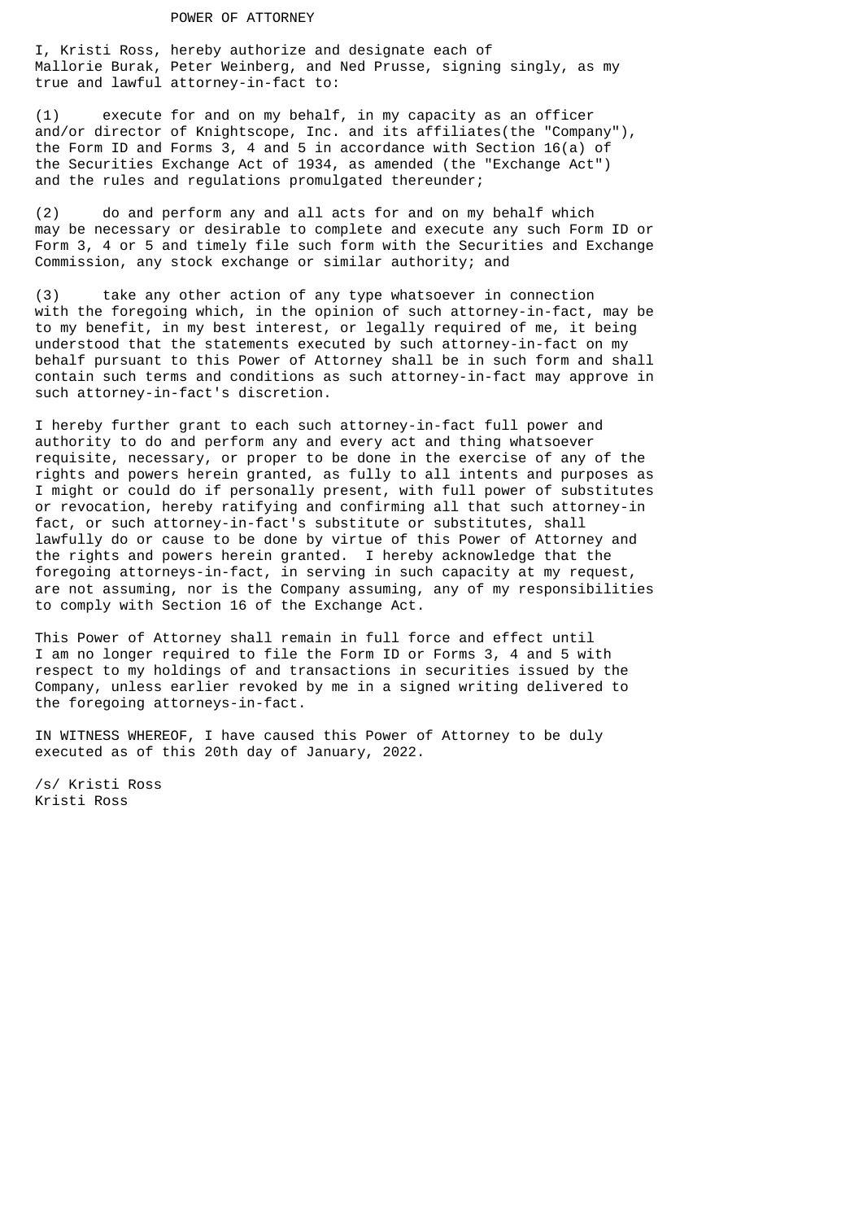# POWER OF ATTORNEY

I, Kristi Ross, hereby authorize and designate each of Mallorie Burak, Peter Weinberg, and Ned Prusse, signing singly, as my true and lawful attorney-in-fact to:

(1) execute for and on my behalf, in my capacity as an officer and/or director of Knightscope, Inc. and its affiliates(the "Company"), the Form ID and Forms 3, 4 and 5 in accordance with Section 16(a) of the Securities Exchange Act of 1934, as amended (the "Exchange Act") and the rules and regulations promulgated thereunder;

(2) do and perform any and all acts for and on my behalf which may be necessary or desirable to complete and execute any such Form ID or Form 3, 4 or 5 and timely file such form with the Securities and Exchange Commission, any stock exchange or similar authority; and

(3) take any other action of any type whatsoever in connection with the foregoing which, in the opinion of such attorney-in-fact, may be to my benefit, in my best interest, or legally required of me, it being understood that the statements executed by such attorney-in-fact on my behalf pursuant to this Power of Attorney shall be in such form and shall contain such terms and conditions as such attorney-in-fact may approve in such attorney-in-fact's discretion.

I hereby further grant to each such attorney-in-fact full power and authority to do and perform any and every act and thing whatsoever requisite, necessary, or proper to be done in the exercise of any of the rights and powers herein granted, as fully to all intents and purposes as I might or could do if personally present, with full power of substitutes or revocation, hereby ratifying and confirming all that such attorney-in fact, or such attorney-in-fact's substitute or substitutes, shall lawfully do or cause to be done by virtue of this Power of Attorney and the rights and powers herein granted. I hereby acknowledge that the foregoing attorneys-in-fact, in serving in such capacity at my request, are not assuming, nor is the Company assuming, any of my responsibilities to comply with Section 16 of the Exchange Act.

This Power of Attorney shall remain in full force and effect until I am no longer required to file the Form ID or Forms 3, 4 and 5 with respect to my holdings of and transactions in securities issued by the Company, unless earlier revoked by me in a signed writing delivered to the foregoing attorneys-in-fact.

IN WITNESS WHEREOF, I have caused this Power of Attorney to be duly executed as of this 20th day of January, 2022.

/s/ Kristi Ross
Kristi Ross